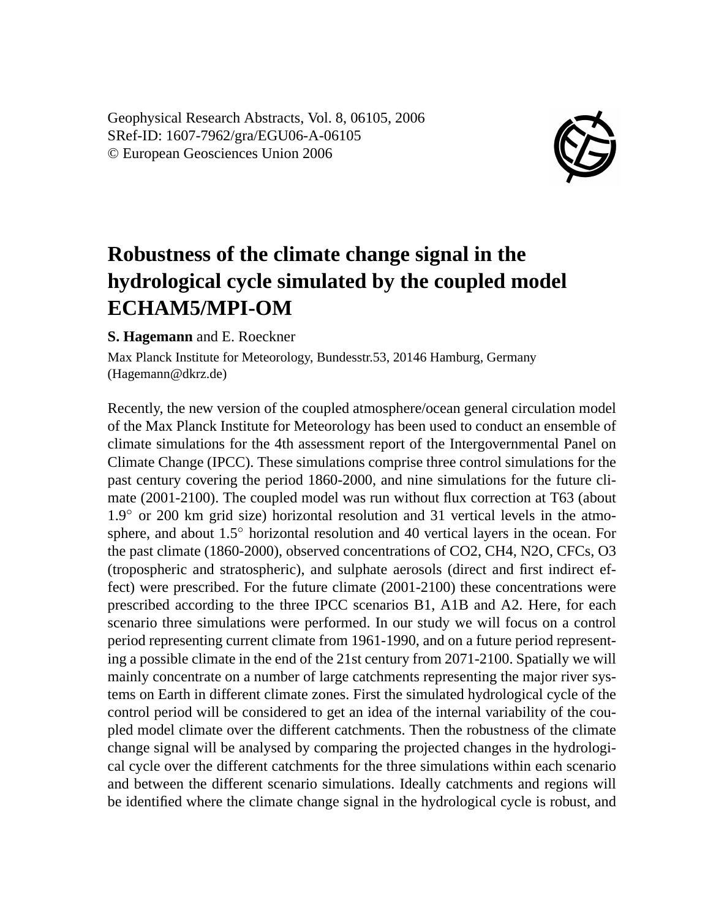Geophysical Research Abstracts, Vol. 8, 06105, 2006
SRef-ID: 1607-7962/gra/EGU06-A-06105
© European Geosciences Union 2006

# Robustness of the climate change signal in the hydrological cycle simulated by the coupled model ECHAM5/MPI-OM

**S. Hagemann** and E. Roeckner

Max Planck Institute for Meteorology, Bundesstr.53, 20146 Hamburg, Germany (Hagemann@dkrz.de)

Recently, the new version of the coupled atmosphere/ocean general circulation model of the Max Planck Institute for Meteorology has been used to conduct an ensemble of climate simulations for the 4th assessment report of the Intergovernmental Panel on Climate Change (IPCC). These simulations comprise three control simulations for the past century covering the period 1860-2000, and nine simulations for the future climate (2001-2100). The coupled model was run without flux correction at T63 (about $1.9^{\circ}$ or 200 km grid size) horizontal resolution and 31 vertical levels in the atmosphere, and about $1.5^{\circ}$ horizontal resolution and 40 vertical layers in the ocean. For the past climate (1860-2000), observed concentrations of $CO_2$, $CH_4$, $N_2O$, CFCs, $O_3$ (tropospheric and stratospheric), and sulphate aerosols (direct and first indirect effect) were prescribed. For the future climate (2001-2100) these concentrations were prescribed according to the three IPCC scenarios B1, A1B and A2. Here, for each scenario three simulations were performed. In our study we will focus on a control period representing current climate from 1961-1990, and on a future period representing a possible climate in the end of the 21st century from 2071-2100. Spatially we will mainly concentrate on a number of large catchments representing the major river systems on Earth in different climate zones. First the simulated hydrological cycle of the control period will be considered to get an idea of the internal variability of the coupled model climate over the different catchments. Then the robustness of the climate change signal will be analysed by comparing the projected changes in the hydrological cycle over the different catchments for the three simulations within each scenario and between the different scenario simulations. Ideally catchments and regions will be identified where the climate change signal in the hydrological cycle is robust, and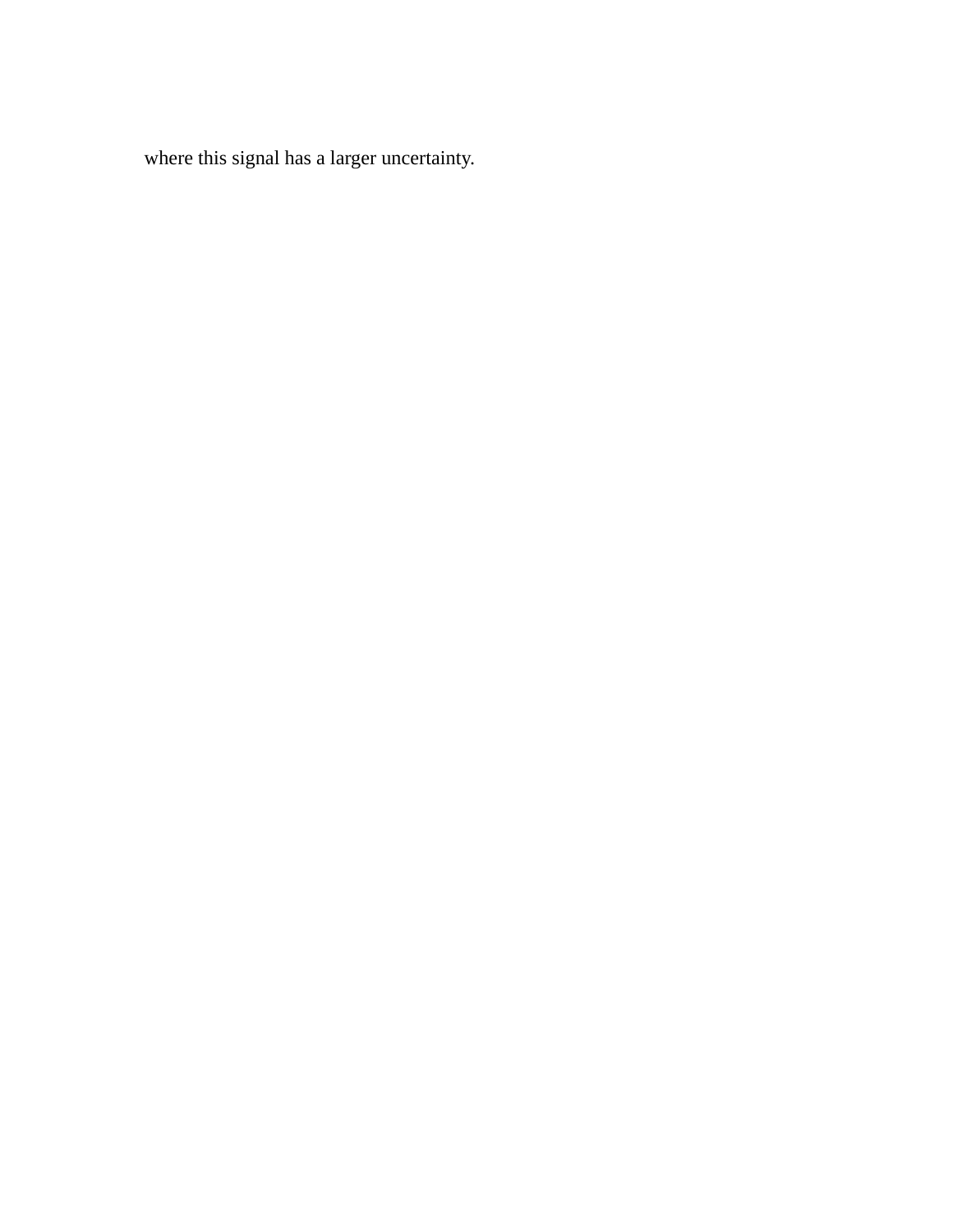where this signal has a larger uncertainty.